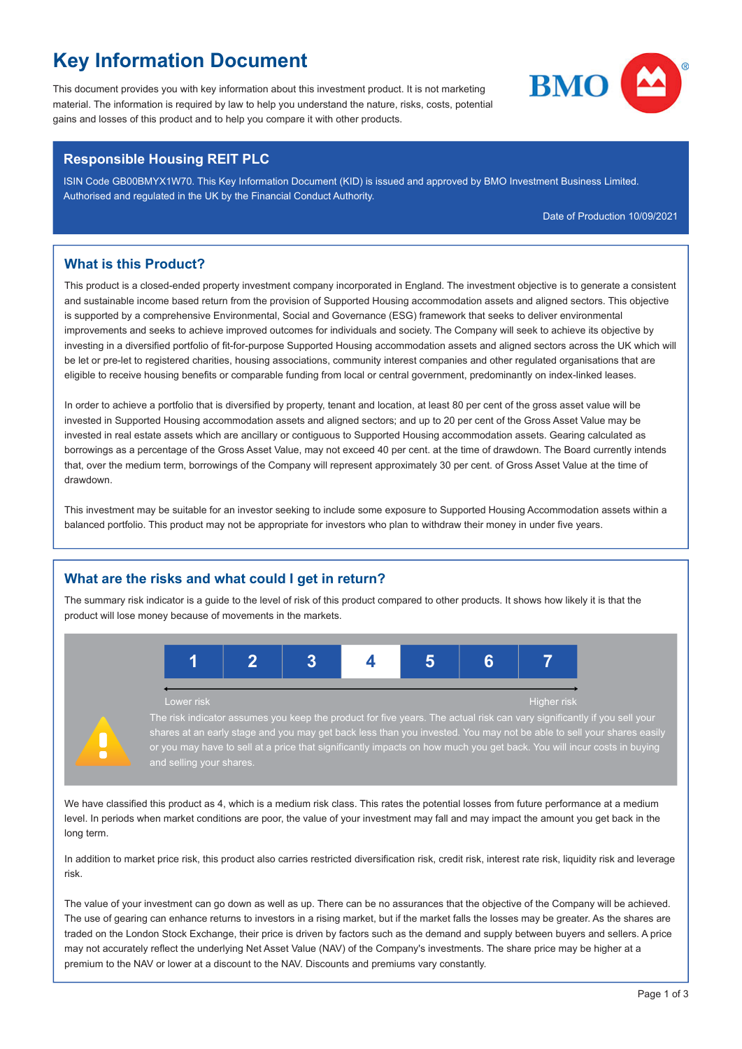# Key Information Document

This document provides you with key information about this investment product. It is not marketing material. The information is required by law to help you understand the nature, risks, costs, potential gains and losses of this product and to help you compare it with other products.

## Responsible Housing REIT PLC

ISIN Code GB00BMYX1W70. This Key Information Document (KID) is issued and approved by BMO Investment Business Limited. Authorised and regulated in the UK by the Financial Conduct Authority.

Date of Production 10/09/2021

## What is this Product?

This product is a closed-ended property investment company incorporated in England. The investment objective is to generate a consistent and sustainable income based return from the provision of Supported Housing accommodation assets and aligned sectors. This objective is supported by a comprehensive Environmental, Social and Governance (ESG) framework that seeks to deliver environmental improvements and seeks to achieve improved outcomes for individuals and society. The Company will seek to achieve its objective by investing in a diversified portfolio of fit-for-purpose Supported Housing accommodation assets and aligned sectors across the UK which will be let or pre-let to registered charities, housing associations, community interest companies and other regulated organisations that are eligible to receive housing benefits or comparable funding from local or central government, predominantly on index-linked leases.

In order to achieve a portfolio that is diversified by property, tenant and location, at least 80 per cent of the gross asset value will be invested in Supported Housing accommodation assets and aligned sectors; and up to 20 per cent of the Gross Asset Value may be invested in real estate assets which are ancillary or contiguous to Supported Housing accommodation assets. Gearing calculated as borrowings as a percentage of the Gross Asset Value, may not exceed 40 per cent. at the time of drawdown. The Board currently intends that, over the medium term, borrowings of the Company will represent approximately 30 per cent. of Gross Asset Value at the time of drawdown.

This investment may be suitable for an investor seeking to include some exposure to Supported Housing Accommodation assets within a balanced portfolio. This product may not be appropriate for investors who plan to withdraw their money in under five years.

## What are the risks and what could I get in return?

The summary risk indicator is a guide to the level of risk of this product compared to other products. It shows how likely it is that the product will lose money because of movements in the markets.

| 1 | 2 | 3 | **4** | 5 | 6 | 7 |
|---|---|---|---|---|---|---|

Lower risk — Higher risk

The risk indicator assumes you keep the product for five years. The actual risk can vary significantly if you sell your shares at an early stage and you may get back less than you invested. You may not be able to sell your shares easily or you may have to sell at a price that significantly impacts on how much you get back. You will incur costs in buying and selling your shares.

We have classified this product as 4, which is a medium risk class. This rates the potential losses from future performance at a medium level. In periods when market conditions are poor, the value of your investment may fall and may impact the amount you get back in the long term.

In addition to market price risk, this product also carries restricted diversification risk, credit risk, interest rate risk, liquidity risk and leverage risk.

The value of your investment can go down as well as up. There can be no assurances that the objective of the Company will be achieved. The use of gearing can enhance returns to investors in a rising market, but if the market falls the losses may be greater. As the shares are traded on the London Stock Exchange, their price is driven by factors such as the demand and supply between buyers and sellers. A price may not accurately reflect the underlying Net Asset Value (NAV) of the Company's investments. The share price may be higher at a premium to the NAV or lower at a discount to the NAV. Discounts and premiums vary constantly.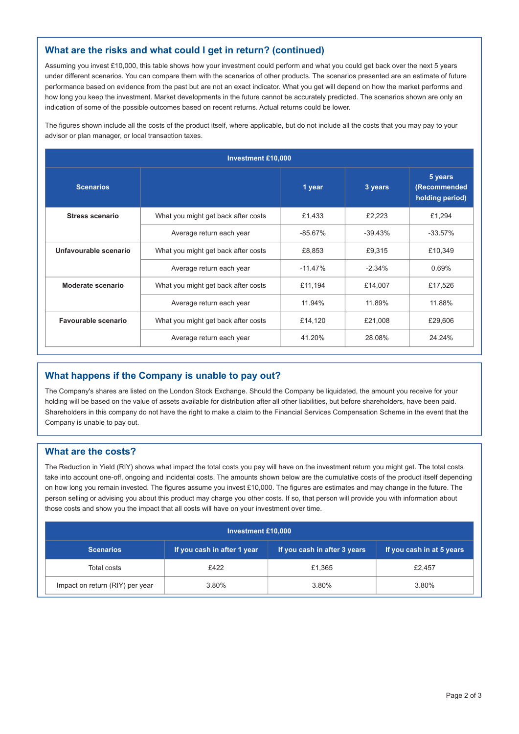## What are the risks and what could I get in return? (continued)

Assuming you invest £10,000, this table shows how your investment could perform and what you could get back over the next 5 years under different scenarios. You can compare them with the scenarios of other products. The scenarios presented are an estimate of future performance based on evidence from the past but are not an exact indicator. What you get will depend on how the market performs and how long you keep the investment. Market developments in the future cannot be accurately predicted. The scenarios shown are only an indication of some of the possible outcomes based on recent returns. Actual returns could be lower.

The figures shown include all the costs of the product itself, where applicable, but do not include all the costs that you may pay to your advisor or plan manager, or local transaction taxes.

| Investment £10,000 | | | | |
|---|---|---|---|---|
| **Scenarios** | | **1 year** | **3 years** | **5 years (Recommended holding period)** |
| **Stress scenario** | What you might get back after costs | £1,433 | £2,223 | £1,294 |
| | Average return each year | -85.67% | -39.43% | -33.57% |
| **Unfavourable scenario** | What you might get back after costs | £8,853 | £9,315 | £10,349 |
| | Average return each year | -11.47% | -2.34% | 0.69% |
| **Moderate scenario** | What you might get back after costs | £11,194 | £14,007 | £17,526 |
| | Average return each year | 11.94% | 11.89% | 11.88% |
| **Favourable scenario** | What you might get back after costs | £14,120 | £21,008 | £29,606 |
| | Average return each year | 41.20% | 28.08% | 24.24% |

## What happens if the Company is unable to pay out?

The Company's shares are listed on the London Stock Exchange. Should the Company be liquidated, the amount you receive for your holding will be based on the value of assets available for distribution after all other liabilities, but before shareholders, have been paid. Shareholders in this company do not have the right to make a claim to the Financial Services Compensation Scheme in the event that the Company is unable to pay out.

## What are the costs?

The Reduction in Yield (RIY) shows what impact the total costs you pay will have on the investment return you might get. The total costs take into account one-off, ongoing and incidental costs. The amounts shown below are the cumulative costs of the product itself depending on how long you remain invested. The figures assume you invest £10,000. The figures are estimates and may change in the future. The person selling or advising you about this product may charge you other costs. If so, that person will provide you with information about those costs and show you the impact that all costs will have on your investment over time.

| Investment £10,000 | | | |
|---|---|---|---|
| **Scenarios** | **If you cash in after 1 year** | **If you cash in after 3 years** | **If you cash in at 5 years** |
| Total costs | £422 | £1,365 | £2,457 |
| Impact on return (RIY) per year | 3.80% | 3.80% | 3.80% |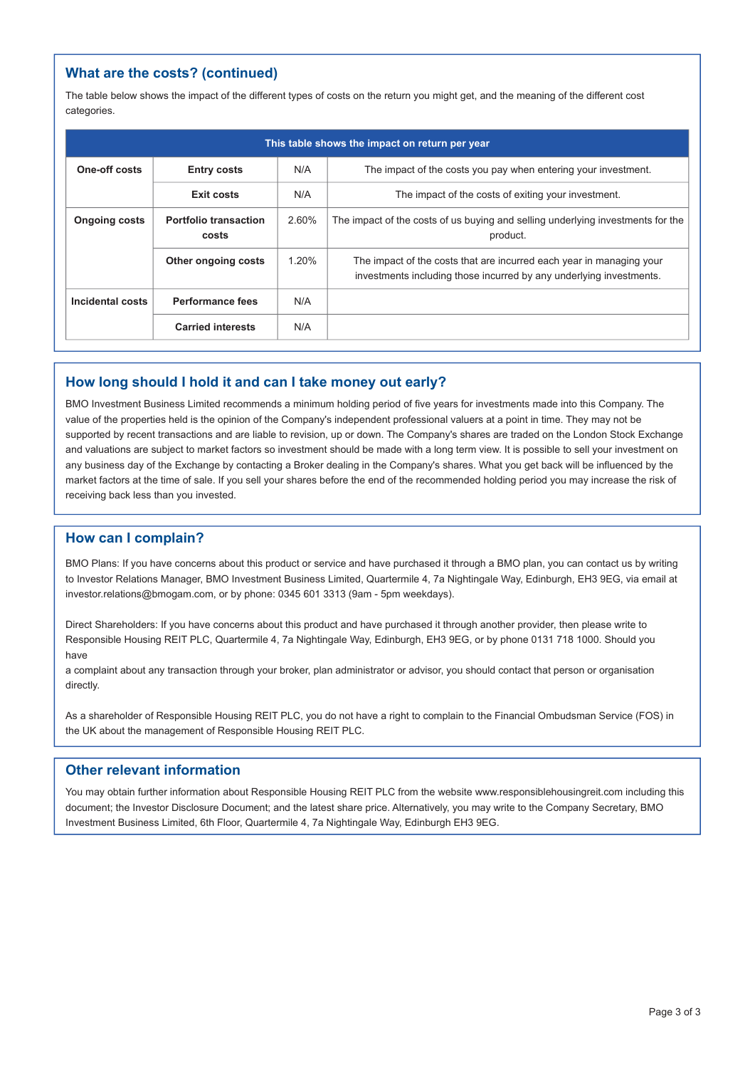## What are the costs? (continued)

The table below shows the impact of the different types of costs on the return you might get, and the meaning of the different cost categories.

| This table shows the impact on return per year | | | |
|---|---|---|---|
| **One-off costs** | **Entry costs** | N/A | The impact of the costs you pay when entering your investment. |
| | **Exit costs** | N/A | The impact of the costs of exiting your investment. |
| **Ongoing costs** | **Portfolio transaction costs** | 2.60% | The impact of the costs of us buying and selling underlying investments for the product. |
| | **Other ongoing costs** | 1.20% | The impact of the costs that are incurred each year in managing your investments including those incurred by any underlying investments. |
| **Incidental costs** | **Performance fees** | N/A | |
| | **Carried interests** | N/A | |

## How long should I hold it and can I take money out early?

BMO Investment Business Limited recommends a minimum holding period of five years for investments made into this Company. The value of the properties held is the opinion of the Company's independent professional valuers at a point in time. They may not be supported by recent transactions and are liable to revision, up or down. The Company's shares are traded on the London Stock Exchange and valuations are subject to market factors so investment should be made with a long term view. It is possible to sell your investment on any business day of the Exchange by contacting a Broker dealing in the Company's shares. What you get back will be influenced by the market factors at the time of sale. If you sell your shares before the end of the recommended holding period you may increase the risk of receiving back less than you invested.

## How can I complain?

BMO Plans: If you have concerns about this product or service and have purchased it through a BMO plan, you can contact us by writing to Investor Relations Manager, BMO Investment Business Limited, Quartermile 4, 7a Nightingale Way, Edinburgh, EH3 9EG, via email at investor.relations@bmogam.com, or by phone: 0345 601 3313 (9am - 5pm weekdays).

Direct Shareholders: If you have concerns about this product and have purchased it through another provider, then please write to Responsible Housing REIT PLC, Quartermile 4, 7a Nightingale Way, Edinburgh, EH3 9EG, or by phone 0131 718 1000. Should you have
a complaint about any transaction through your broker, plan administrator or advisor, you should contact that person or organisation directly.

As a shareholder of Responsible Housing REIT PLC, you do not have a right to complain to the Financial Ombudsman Service (FOS) in the UK about the management of Responsible Housing REIT PLC.

## Other relevant information

You may obtain further information about Responsible Housing REIT PLC from the website www.responsiblehousingreit.com including this document; the Investor Disclosure Document; and the latest share price. Alternatively, you may write to the Company Secretary, BMO Investment Business Limited, 6th Floor, Quartermile 4, 7a Nightingale Way, Edinburgh EH3 9EG.